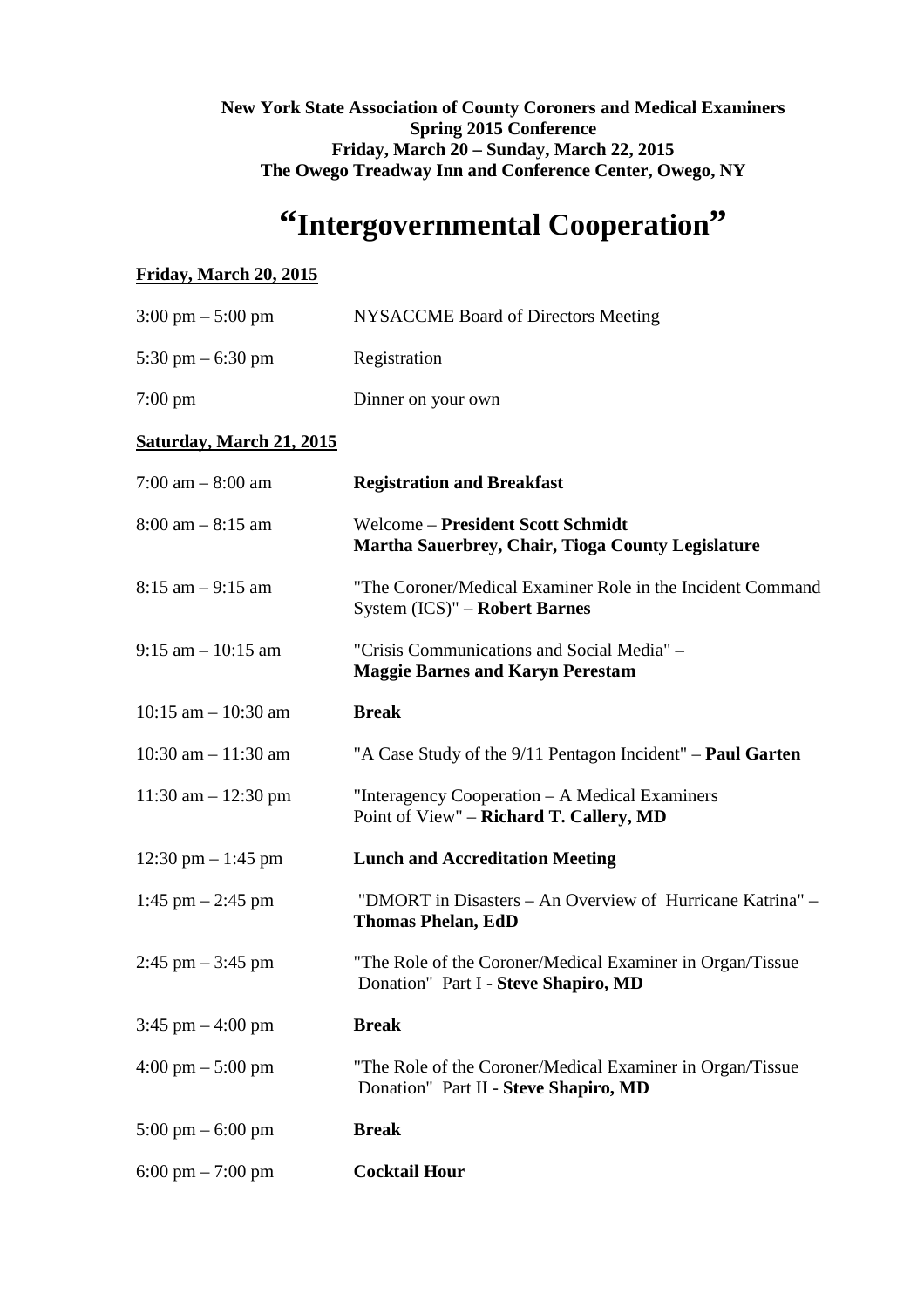**New York State Association of County Coroners and Medical Examiners**
**Spring 2015 Conference**
**Friday, March 20 – Sunday, March 22, 2015**
**The Owego Treadway Inn and Conference Center, Owego, NY**

# "Intergovernmental Cooperation"

**Friday, March 20, 2015**

| | |
|---|---|
| 3:00 pm – 5:00 pm | NYSACCME Board of Directors Meeting |
| 5:30 pm – 6:30 pm | Registration |
| 7:00 pm | Dinner on your own |

**Saturday, March 21, 2015**

| | |
|---|---|
| 7:00 am – 8:00 am | **Registration and Breakfast** |
| 8:00 am – 8:15 am | Welcome – **President Scott Schmidt**<br>**Martha Sauerbrey, Chair, Tioga County Legislature** |
| 8:15 am – 9:15 am | "The Coroner/Medical Examiner Role in the Incident Command System (ICS)" – **Robert Barnes** |
| 9:15 am – 10:15 am | "Crisis Communications and Social Media" – **Maggie Barnes and Karyn Perestam** |
| 10:15 am – 10:30 am | **Break** |
| 10:30 am – 11:30 am | "A Case Study of the 9/11 Pentagon Incident" – **Paul Garten** |
| 11:30 am – 12:30 pm | "Interagency Cooperation – A Medical Examiners Point of View" – **Richard T. Callery, MD** |
| 12:30 pm – 1:45 pm | **Lunch and Accreditation Meeting** |
| 1:45 pm – 2:45 pm | "DMORT in Disasters – An Overview of Hurricane Katrina" – **Thomas Phelan, EdD** |
| 2:45 pm – 3:45 pm | "The Role of the Coroner/Medical Examiner in Organ/Tissue Donation" Part I - **Steve Shapiro, MD** |
| 3:45 pm – 4:00 pm | **Break** |
| 4:00 pm – 5:00 pm | "The Role of the Coroner/Medical Examiner in Organ/Tissue Donation" Part II - **Steve Shapiro, MD** |
| 5:00 pm – 6:00 pm | **Break** |
| 6:00 pm – 7:00 pm | **Cocktail Hour** |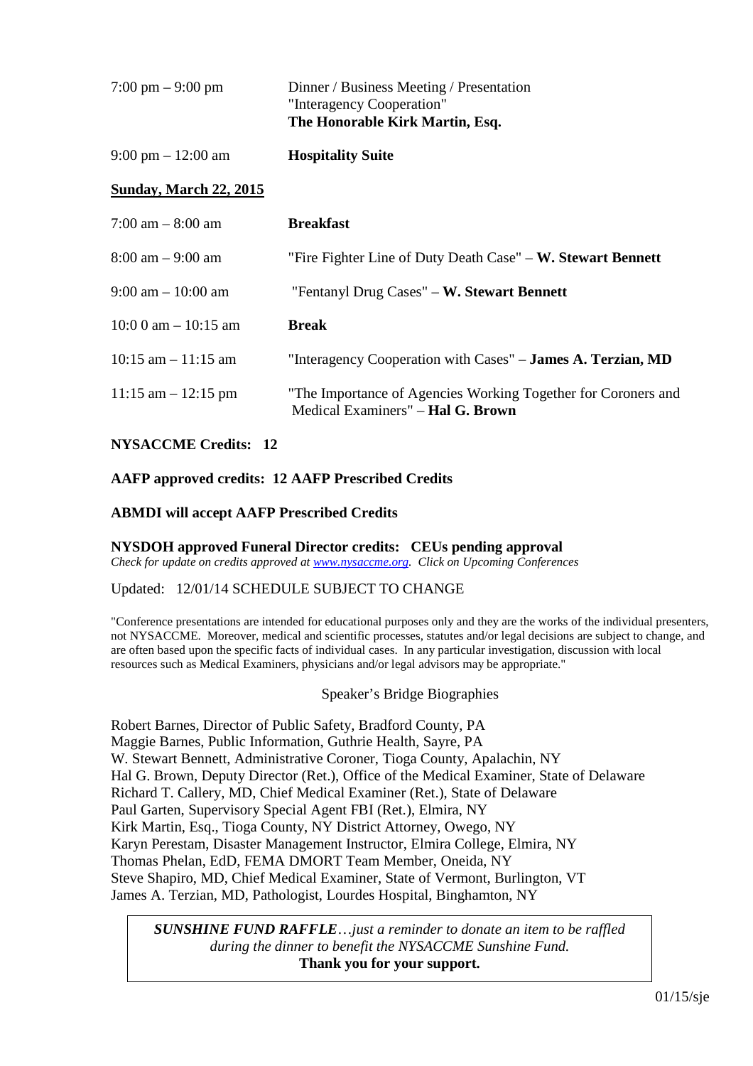| | |
|---|---|
| 7:00 pm – 9:00 pm | Dinner / Business Meeting / Presentation<br>"Interagency Cooperation"<br>**The Honorable Kirk Martin, Esq.** |
| 9:00 pm – 12:00 am | **Hospitality Suite** |

**Sunday, March 22, 2015**

| | |
|---|---|
| 7:00 am – 8:00 am | **Breakfast** |
| 8:00 am – 9:00 am | "Fire Fighter Line of Duty Death Case" – **W. Stewart Bennett** |
| 9:00 am – 10:00 am | "Fentanyl Drug Cases" – **W. Stewart Bennett** |
| 10:0 0 am – 10:15 am | **Break** |
| 10:15 am – 11:15 am | "Interagency Cooperation with Cases" – **James A. Terzian, MD** |
| 11:15 am – 12:15 pm | "The Importance of Agencies Working Together for Coroners and Medical Examiners" – **Hal G. Brown** |

**NYSACCME Credits: 12**

**AAFP approved credits: 12 AAFP Prescribed Credits**

**ABMDI will accept AAFP Prescribed Credits**

**NYSDOH approved Funeral Director credits: CEUs pending approval**
*Check for update on credits approved at www.nysaccme.org. Click on Upcoming Conferences*

Updated: 12/01/14 SCHEDULE SUBJECT TO CHANGE

"Conference presentations are intended for educational purposes only and they are the works of the individual presenters, not NYSACCME. Moreover, medical and scientific processes, statutes and/or legal decisions are subject to change, and are often based upon the specific facts of individual cases. In any particular investigation, discussion with local resources such as Medical Examiners, physicians and/or legal advisors may be appropriate."

Speaker's Bridge Biographies

Robert Barnes, Director of Public Safety, Bradford County, PA
Maggie Barnes, Public Information, Guthrie Health, Sayre, PA
W. Stewart Bennett, Administrative Coroner, Tioga County, Apalachin, NY
Hal G. Brown, Deputy Director (Ret.), Office of the Medical Examiner, State of Delaware
Richard T. Callery, MD, Chief Medical Examiner (Ret.), State of Delaware
Paul Garten, Supervisory Special Agent FBI (Ret.), Elmira, NY
Kirk Martin, Esq., Tioga County, NY District Attorney, Owego, NY
Karyn Perestam, Disaster Management Instructor, Elmira College, Elmira, NY
Thomas Phelan, EdD, FEMA DMORT Team Member, Oneida, NY
Steve Shapiro, MD, Chief Medical Examiner, State of Vermont, Burlington, VT
James A. Terzian, MD, Pathologist, Lourdes Hospital, Binghamton, NY

***SUNSHINE FUND RAFFLE****…just a reminder to donate an item to be raffled during the dinner to benefit the NYSACCME Sunshine Fund.*
**Thank you for your support.**

01/15/sje